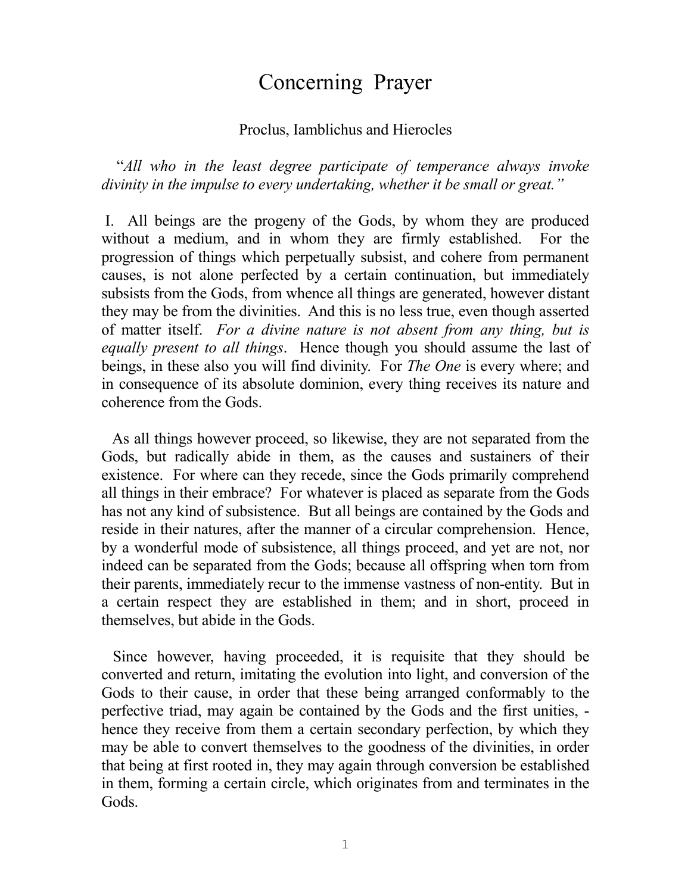# Concerning Prayer

Proclus, Iamblichus and Hierocles

"*All who in the least degree participate of temperance always invoke divinity in the impulse to every undertaking, whether it be small or great.*"

I. All beings are the progeny of the Gods, by whom they are produced without a medium, and in whom they are firmly established. For the progression of things which perpetually subsist, and cohere from permanent causes, is not alone perfected by a certain continuation, but immediately subsists from the Gods, from whence all things are generated, however distant they may be from the divinities. And this is no less true, even though asserted of matter itself. *For a divine nature is not absent from any thing, but is equally present to all things*. Hence though you should assume the last of beings, in these also you will find divinity. For *The One* is every where; and in consequence of its absolute dominion, every thing receives its nature and coherence from the Gods.

As all things however proceed, so likewise, they are not separated from the Gods, but radically abide in them, as the causes and sustainers of their existence. For where can they recede, since the Gods primarily comprehend all things in their embrace? For whatever is placed as separate from the Gods has not any kind of subsistence. But all beings are contained by the Gods and reside in their natures, after the manner of a circular comprehension. Hence, by a wonderful mode of subsistence, all things proceed, and yet are not, nor indeed can be separated from the Gods; because all offspring when torn from their parents, immediately recur to the immense vastness of non-entity. But in a certain respect they are established in them; and in short, proceed in themselves, but abide in the Gods.

Since however, having proceeded, it is requisite that they should be converted and return, imitating the evolution into light, and conversion of the Gods to their cause, in order that these being arranged conformably to the perfective triad, may again be contained by the Gods and the first unities, - hence they receive from them a certain secondary perfection, by which they may be able to convert themselves to the goodness of the divinities, in order that being at first rooted in, they may again through conversion be established in them, forming a certain circle, which originates from and terminates in the Gods.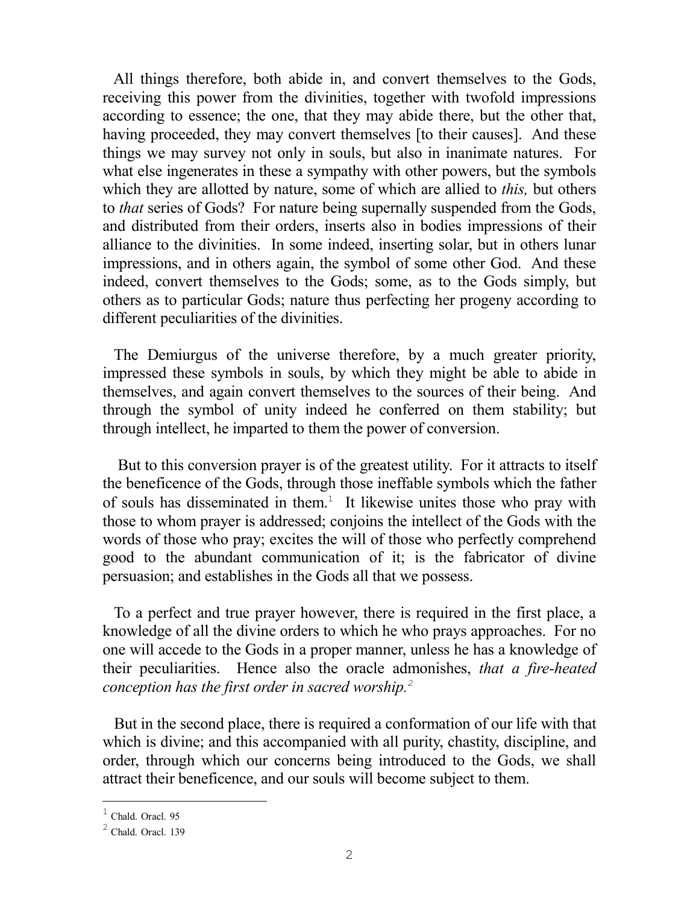All things therefore, both abide in, and convert themselves to the Gods, receiving this power from the divinities, together with twofold impressions according to essence; the one, that they may abide there, but the other that, having proceeded, they may convert themselves [to their causes]. And these things we may survey not only in souls, but also in inanimate natures. For what else ingenerates in these a sympathy with other powers, but the symbols which they are allotted by nature, some of which are allied to *this,* but others to *that* series of Gods? For nature being supernally suspended from the Gods, and distributed from their orders, inserts also in bodies impressions of their alliance to the divinities. In some indeed, inserting solar, but in others lunar impressions, and in others again, the symbol of some other God. And these indeed, convert themselves to the Gods; some, as to the Gods simply, but others as to particular Gods; nature thus perfecting her progeny according to different peculiarities of the divinities.

The Demiurgus of the universe therefore, by a much greater priority, impressed these symbols in souls, by which they might be able to abide in themselves, and again convert themselves to the sources of their being. And through the symbol of unity indeed he conferred on them stability; but through intellect, he imparted to them the power of conversion.

But to this conversion prayer is of the greatest utility. For it attracts to itself the beneficence of the Gods, through those ineffable symbols which the father of souls has disseminated in them.[1] It likewise unites those who pray with those to whom prayer is addressed; conjoins the intellect of the Gods with the words of those who pray; excites the will of those who perfectly comprehend good to the abundant communication of it; is the fabricator of divine persuasion; and establishes in the Gods all that we possess.

To a perfect and true prayer however, there is required in the first place, a knowledge of all the divine orders to which he who prays approaches. For no one will accede to the Gods in a proper manner, unless he has a knowledge of their peculiarities. Hence also the oracle admonishes, *that a fire-heated conception has the first order in sacred worship.*[2]

But in the second place, there is required a conformation of our life with that which is divine; and this accompanied with all purity, chastity, discipline, and order, through which our concerns being introduced to the Gods, we shall attract their beneficence, and our souls will become subject to them.

---

[1] Chald. Oracl. 95

[2] Chald. Oracl. 139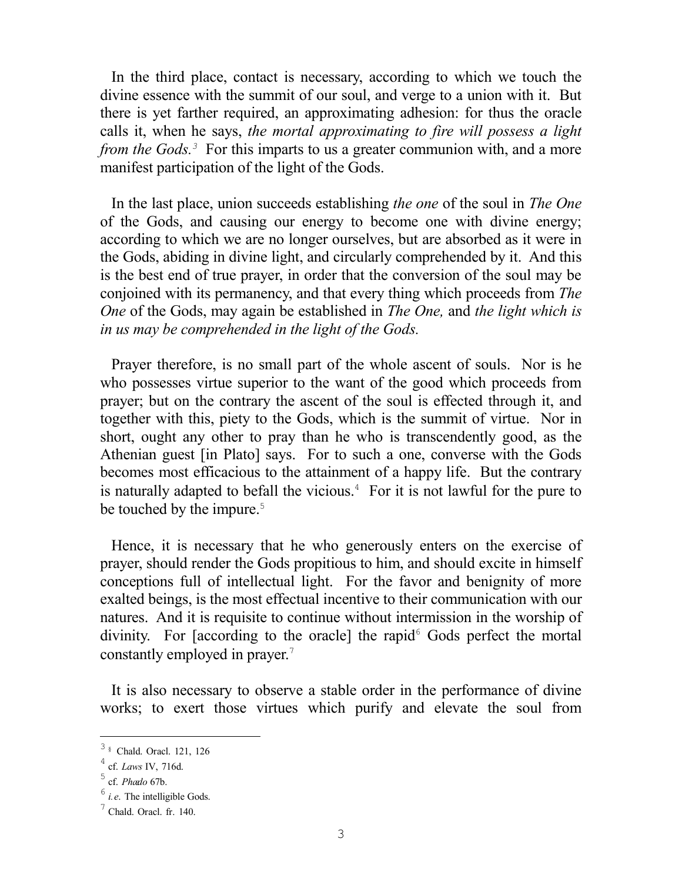In the third place, contact is necessary, according to which we touch the divine essence with the summit of our soul, and verge to a union with it. But there is yet farther required, an approximating adhesion: for thus the oracle calls it, when he says, *the mortal approximating to fire will possess a light from the Gods.*[3] For this imparts to us a greater communion with, and a more manifest participation of the light of the Gods.

In the last place, union succeeds establishing *the one* of the soul in *The One* of the Gods, and causing our energy to become one with divine energy; according to which we are no longer ourselves, but are absorbed as it were in the Gods, abiding in divine light, and circularly comprehended by it. And this is the best end of true prayer, in order that the conversion of the soul may be conjoined with its permanency, and that every thing which proceeds from *The One* of the Gods, may again be established in *The One,* and *the light which is in us may be comprehended in the light of the Gods.*

Prayer therefore, is no small part of the whole ascent of souls. Nor is he who possesses virtue superior to the want of the good which proceeds from prayer; but on the contrary the ascent of the soul is effected through it, and together with this, piety to the Gods, which is the summit of virtue. Nor in short, ought any other to pray than he who is transcendently good, as the Athenian guest [in Plato] says. For to such a one, converse with the Gods becomes most efficacious to the attainment of a happy life. But the contrary is naturally adapted to befall the vicious.[4] For it is not lawful for the pure to be touched by the impure.[5]

Hence, it is necessary that he who generously enters on the exercise of prayer, should render the Gods propitious to him, and should excite in himself conceptions full of intellectual light. For the favor and benignity of more exalted beings, is the most effectual incentive to their communication with our natures. And it is requisite to continue without intermission in the worship of divinity. For [according to the oracle] the rapid[6] Gods perfect the mortal constantly employed in prayer.[7]

It is also necessary to observe a stable order in the performance of divine works; to exert those virtues which purify and elevate the soul from

---

[3] § Chald. Oracl. 121, 126

[4] cf. *Laws* IV, 716d.

[5] cf. *Phædo* 67b.

[6] *i.e.* The intelligible Gods.

[7] Chald. Oracl. fr. 140.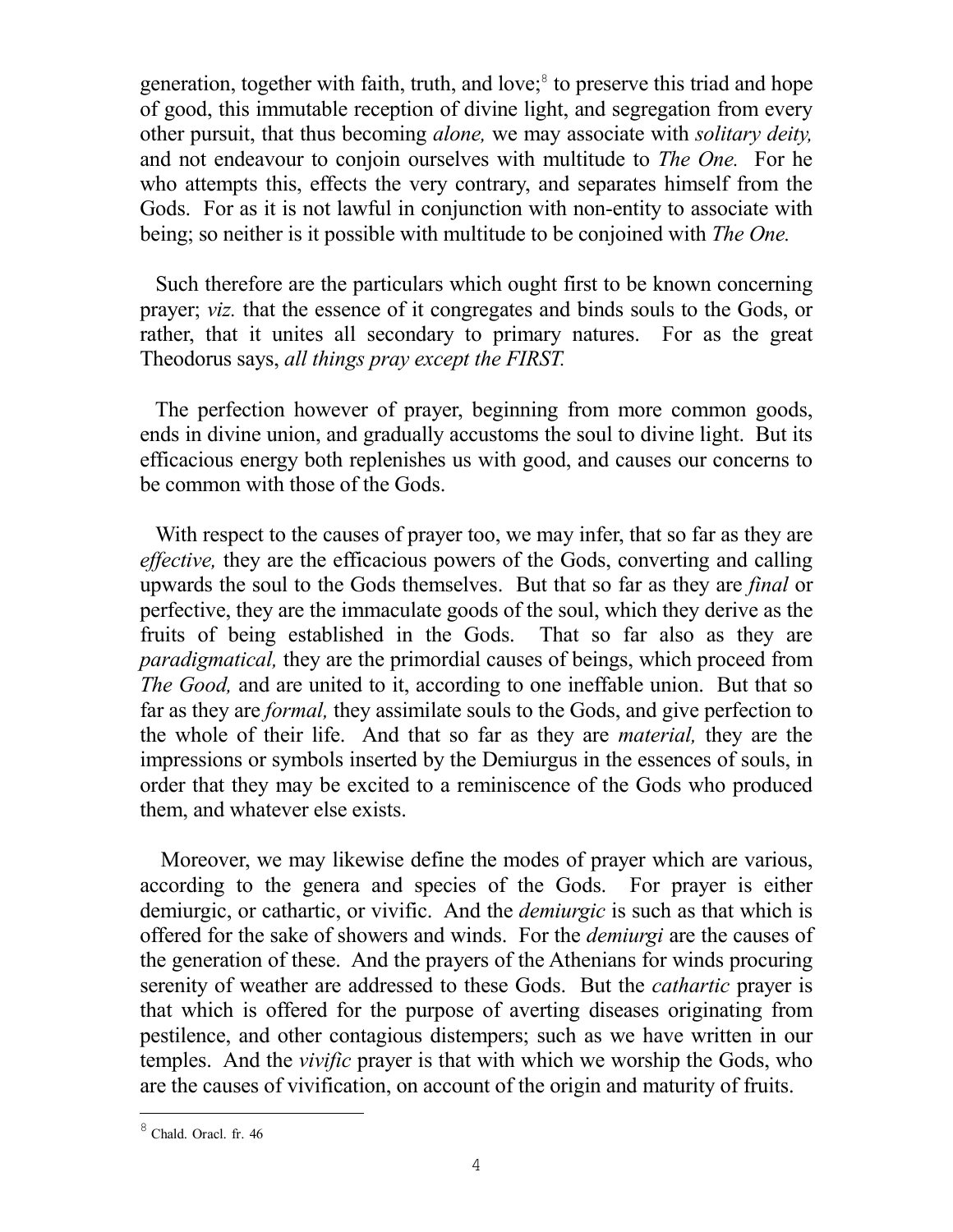generation, together with faith, truth, and love;[8] to preserve this triad and hope of good, this immutable reception of divine light, and segregation from every other pursuit, that thus becoming *alone,* we may associate with *solitary deity,* and not endeavour to conjoin ourselves with multitude to *The One.* For he who attempts this, effects the very contrary, and separates himself from the Gods. For as it is not lawful in conjunction with non-entity to associate with being; so neither is it possible with multitude to be conjoined with *The One.*

Such therefore are the particulars which ought first to be known concerning prayer; *viz.* that the essence of it congregates and binds souls to the Gods, or rather, that it unites all secondary to primary natures. For as the great Theodorus says, *all things pray except the FIRST.*

The perfection however of prayer, beginning from more common goods, ends in divine union, and gradually accustoms the soul to divine light. But its efficacious energy both replenishes us with good, and causes our concerns to be common with those of the Gods.

With respect to the causes of prayer too, we may infer, that so far as they are *effective,* they are the efficacious powers of the Gods, converting and calling upwards the soul to the Gods themselves. But that so far as they are *final* or perfective, they are the immaculate goods of the soul, which they derive as the fruits of being established in the Gods. That so far also as they are *paradigmatical,* they are the primordial causes of beings, which proceed from *The Good,* and are united to it, according to one ineffable union. But that so far as they are *formal,* they assimilate souls to the Gods, and give perfection to the whole of their life. And that so far as they are *material,* they are the impressions or symbols inserted by the Demiurgus in the essences of souls, in order that they may be excited to a reminiscence of the Gods who produced them, and whatever else exists.

Moreover, we may likewise define the modes of prayer which are various, according to the genera and species of the Gods. For prayer is either demiurgic, or cathartic, or vivific. And the *demiurgic* is such as that which is offered for the sake of showers and winds. For the *demiurgi* are the causes of the generation of these. And the prayers of the Athenians for winds procuring serenity of weather are addressed to these Gods. But the *cathartic* prayer is that which is offered for the purpose of averting diseases originating from pestilence, and other contagious distempers; such as we have written in our temples. And the *vivific* prayer is that with which we worship the Gods, who are the causes of vivification, on account of the origin and maturity of fruits.

---

[8] Chald. Oracl. fr. 46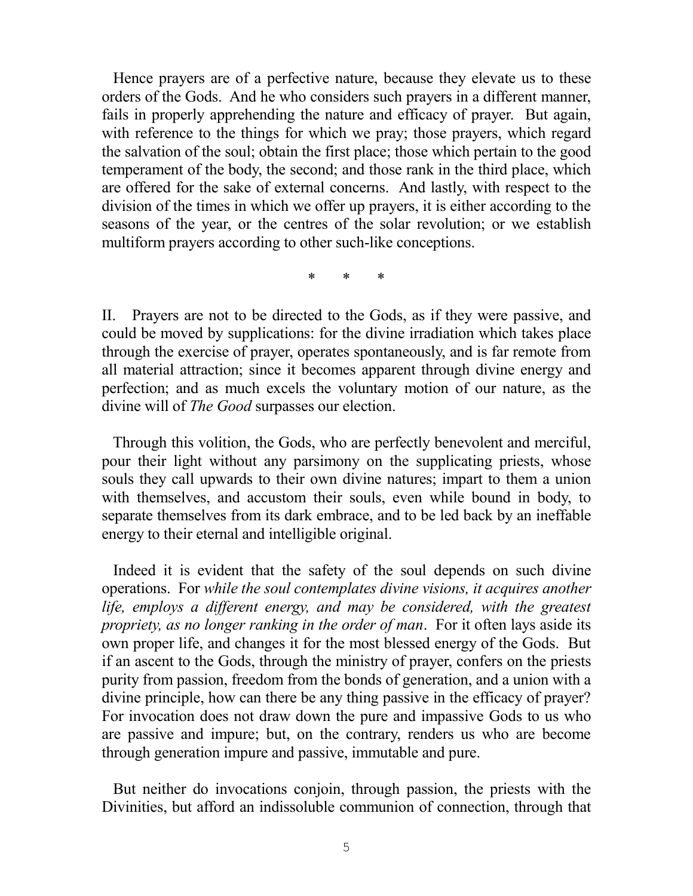Hence prayers are of a perfective nature, because they elevate us to these orders of the Gods. And he who considers such prayers in a different manner, fails in properly apprehending the nature and efficacy of prayer. But again, with reference to the things for which we pray; those prayers, which regard the salvation of the soul; obtain the first place; those which pertain to the good temperament of the body, the second; and those rank in the third place, which are offered for the sake of external concerns. And lastly, with respect to the division of the times in which we offer up prayers, it is either according to the seasons of the year, or the centres of the solar revolution; or we establish multiform prayers according to other such-like conceptions.

\* \* \*

II. Prayers are not to be directed to the Gods, as if they were passive, and could be moved by supplications: for the divine irradiation which takes place through the exercise of prayer, operates spontaneously, and is far remote from all material attraction; since it becomes apparent through divine energy and perfection; and as much excels the voluntary motion of our nature, as the divine will of *The Good* surpasses our election.

Through this volition, the Gods, who are perfectly benevolent and merciful, pour their light without any parsimony on the supplicating priests, whose souls they call upwards to their own divine natures; impart to them a union with themselves, and accustom their souls, even while bound in body, to separate themselves from its dark embrace, and to be led back by an ineffable energy to their eternal and intelligible original.

Indeed it is evident that the safety of the soul depends on such divine operations. For *while the soul contemplates divine visions, it acquires another life, employs a different energy, and may be considered, with the greatest propriety, as no longer ranking in the order of man*. For it often lays aside its own proper life, and changes it for the most blessed energy of the Gods. But if an ascent to the Gods, through the ministry of prayer, confers on the priests purity from passion, freedom from the bonds of generation, and a union with a divine principle, how can there be any thing passive in the efficacy of prayer? For invocation does not draw down the pure and impassive Gods to us who are passive and impure; but, on the contrary, renders us who are become through generation impure and passive, immutable and pure.

But neither do invocations conjoin, through passion, the priests with the Divinities, but afford an indissoluble communion of connection, through that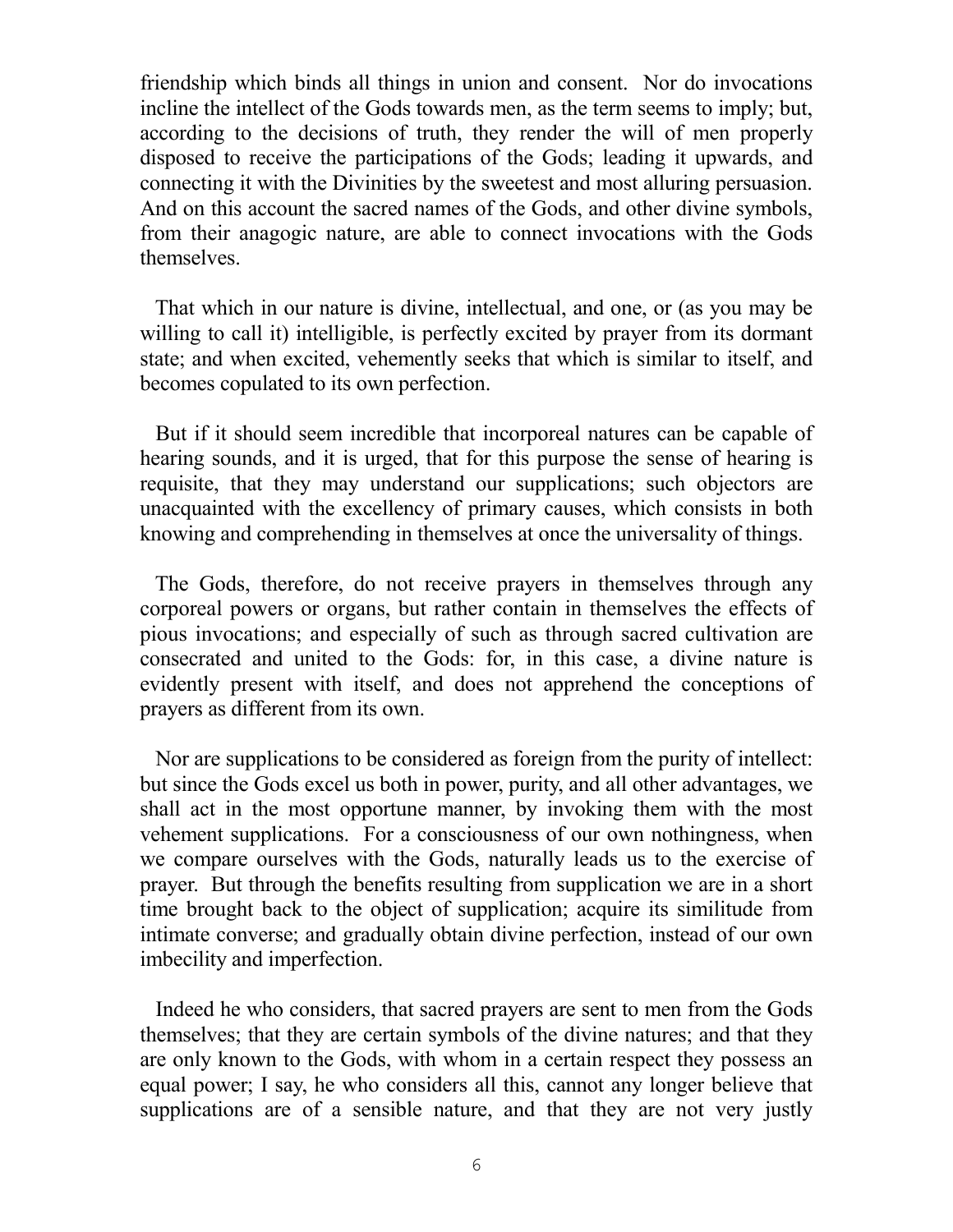friendship which binds all things in union and consent. Nor do invocations incline the intellect of the Gods towards men, as the term seems to imply; but, according to the decisions of truth, they render the will of men properly disposed to receive the participations of the Gods; leading it upwards, and connecting it with the Divinities by the sweetest and most alluring persuasion. And on this account the sacred names of the Gods, and other divine symbols, from their anagogic nature, are able to connect invocations with the Gods themselves.

That which in our nature is divine, intellectual, and one, or (as you may be willing to call it) intelligible, is perfectly excited by prayer from its dormant state; and when excited, vehemently seeks that which is similar to itself, and becomes copulated to its own perfection.

But if it should seem incredible that incorporeal natures can be capable of hearing sounds, and it is urged, that for this purpose the sense of hearing is requisite, that they may understand our supplications; such objectors are unacquainted with the excellency of primary causes, which consists in both knowing and comprehending in themselves at once the universality of things.

The Gods, therefore, do not receive prayers in themselves through any corporeal powers or organs, but rather contain in themselves the effects of pious invocations; and especially of such as through sacred cultivation are consecrated and united to the Gods: for, in this case, a divine nature is evidently present with itself, and does not apprehend the conceptions of prayers as different from its own.

Nor are supplications to be considered as foreign from the purity of intellect: but since the Gods excel us both in power, purity, and all other advantages, we shall act in the most opportune manner, by invoking them with the most vehement supplications. For a consciousness of our own nothingness, when we compare ourselves with the Gods, naturally leads us to the exercise of prayer. But through the benefits resulting from supplication we are in a short time brought back to the object of supplication; acquire its similitude from intimate converse; and gradually obtain divine perfection, instead of our own imbecility and imperfection.

Indeed he who considers, that sacred prayers are sent to men from the Gods themselves; that they are certain symbols of the divine natures; and that they are only known to the Gods, with whom in a certain respect they possess an equal power; I say, he who considers all this, cannot any longer believe that supplications are of a sensible nature, and that they are not very justly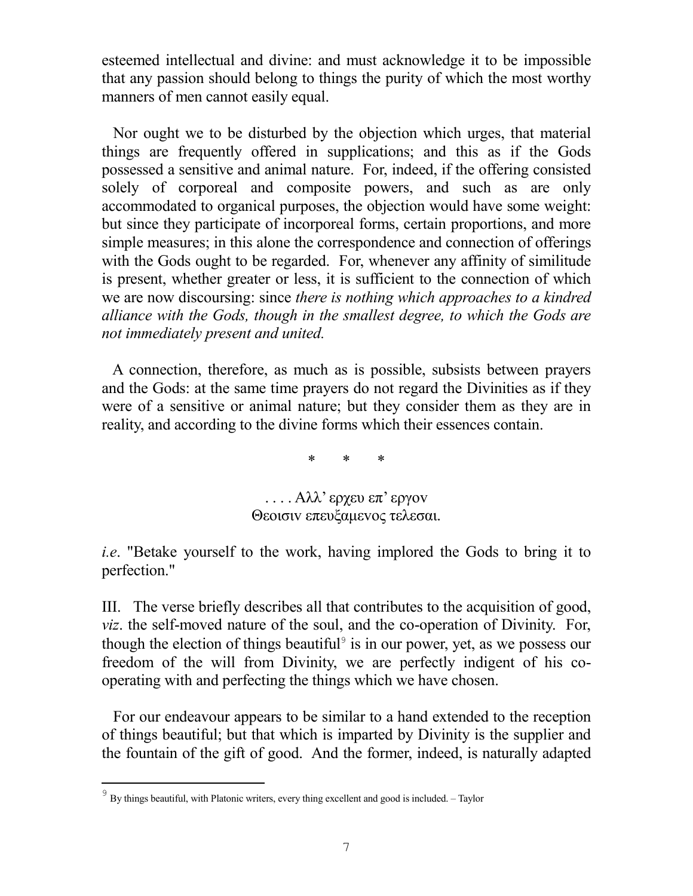esteemed intellectual and divine: and must acknowledge it to be impossible that any passion should belong to things the purity of which the most worthy manners of men cannot easily equal.

Nor ought we to be disturbed by the objection which urges, that material things are frequently offered in supplications; and this as if the Gods possessed a sensitive and animal nature. For, indeed, if the offering consisted solely of corporeal and composite powers, and such as are only accommodated to organical purposes, the objection would have some weight: but since they participate of incorporeal forms, certain proportions, and more simple measures; in this alone the correspondence and connection of offerings with the Gods ought to be regarded. For, whenever any affinity of similitude is present, whether greater or less, it is sufficient to the connection of which we are now discoursing: since *there is nothing which approaches to a kindred alliance with the Gods, though in the smallest degree, to which the Gods are not immediately present and united.*

A connection, therefore, as much as is possible, subsists between prayers and the Gods: at the same time prayers do not regard the Divinities as if they were of a sensitive or animal nature; but they consider them as they are in reality, and according to the divine forms which their essences contain.

\* \* \*

. . . . Αλλ’ ερχευ επ’ εργον
Θεοισιν επευξαμενος τελεσαι.

*i.e*. "Betake yourself to the work, having implored the Gods to bring it to perfection."

III. The verse briefly describes all that contributes to the acquisition of good, *viz*. the self-moved nature of the soul, and the co-operation of Divinity. For, though the election of things beautiful[9] is in our power, yet, as we possess our freedom of the will from Divinity, we are perfectly indigent of his co-operating with and perfecting the things which we have chosen.

For our endeavour appears to be similar to a hand extended to the reception of things beautiful; but that which is imparted by Divinity is the supplier and the fountain of the gift of good. And the former, indeed, is naturally adapted

---

[9] By things beautiful, with Platonic writers, every thing excellent and good is included. – Taylor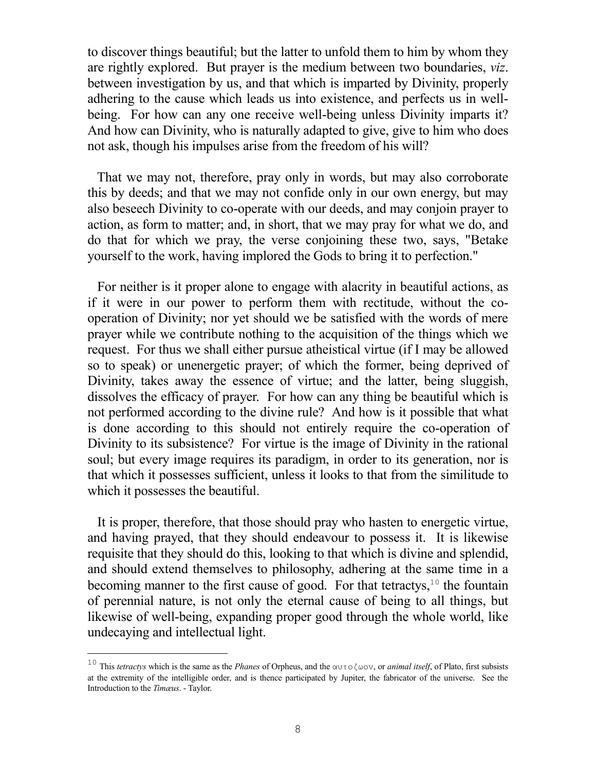to discover things beautiful; but the latter to unfold them to him by whom they are rightly explored. But prayer is the medium between two boundaries, *viz*. between investigation by us, and that which is imparted by Divinity, properly adhering to the cause which leads us into existence, and perfects us in well-being. For how can any one receive well-being unless Divinity imparts it? And how can Divinity, who is naturally adapted to give, give to him who does not ask, though his impulses arise from the freedom of his will?

That we may not, therefore, pray only in words, but may also corroborate this by deeds; and that we may not confide only in our own energy, but may also beseech Divinity to co-operate with our deeds, and may conjoin prayer to action, as form to matter; and, in short, that we may pray for what we do, and do that for which we pray, the verse conjoining these two, says, "Betake yourself to the work, having implored the Gods to bring it to perfection."

For neither is it proper alone to engage with alacrity in beautiful actions, as if it were in our power to perform them with rectitude, without the co-operation of Divinity; nor yet should we be satisfied with the words of mere prayer while we contribute nothing to the acquisition of the things which we request. For thus we shall either pursue atheistical virtue (if I may be allowed so to speak) or unenergetic prayer; of which the former, being deprived of Divinity, takes away the essence of virtue; and the latter, being sluggish, dissolves the efficacy of prayer. For how can any thing be beautiful which is not performed according to the divine rule? And how is it possible that what is done according to this should not entirely require the co-operation of Divinity to its subsistence? For virtue is the image of Divinity in the rational soul; but every image requires its paradigm, in order to its generation, nor is that which it possesses sufficient, unless it looks to that from the similitude to which it possesses the beautiful.

It is proper, therefore, that those should pray who hasten to energetic virtue, and having prayed, that they should endeavour to possess it. It is likewise requisite that they should do this, looking to that which is divine and splendid, and should extend themselves to philosophy, adhering at the same time in a becoming manner to the first cause of good. For that tetractys,[10] the fountain of perennial nature, is not only the eternal cause of being to all things, but likewise of well-being, expanding proper good through the whole world, like undecaying and intellectual light.

---

[10] This *tetractys* which is the same as the *Phanes* of Orpheus, and the αυτοζωον, or *animal itself*, of Plato, first subsists at the extremity of the intelligible order, and is thence participated by Jupiter, the fabricator of the universe. See the Introduction to the *Timæus*. - Taylor.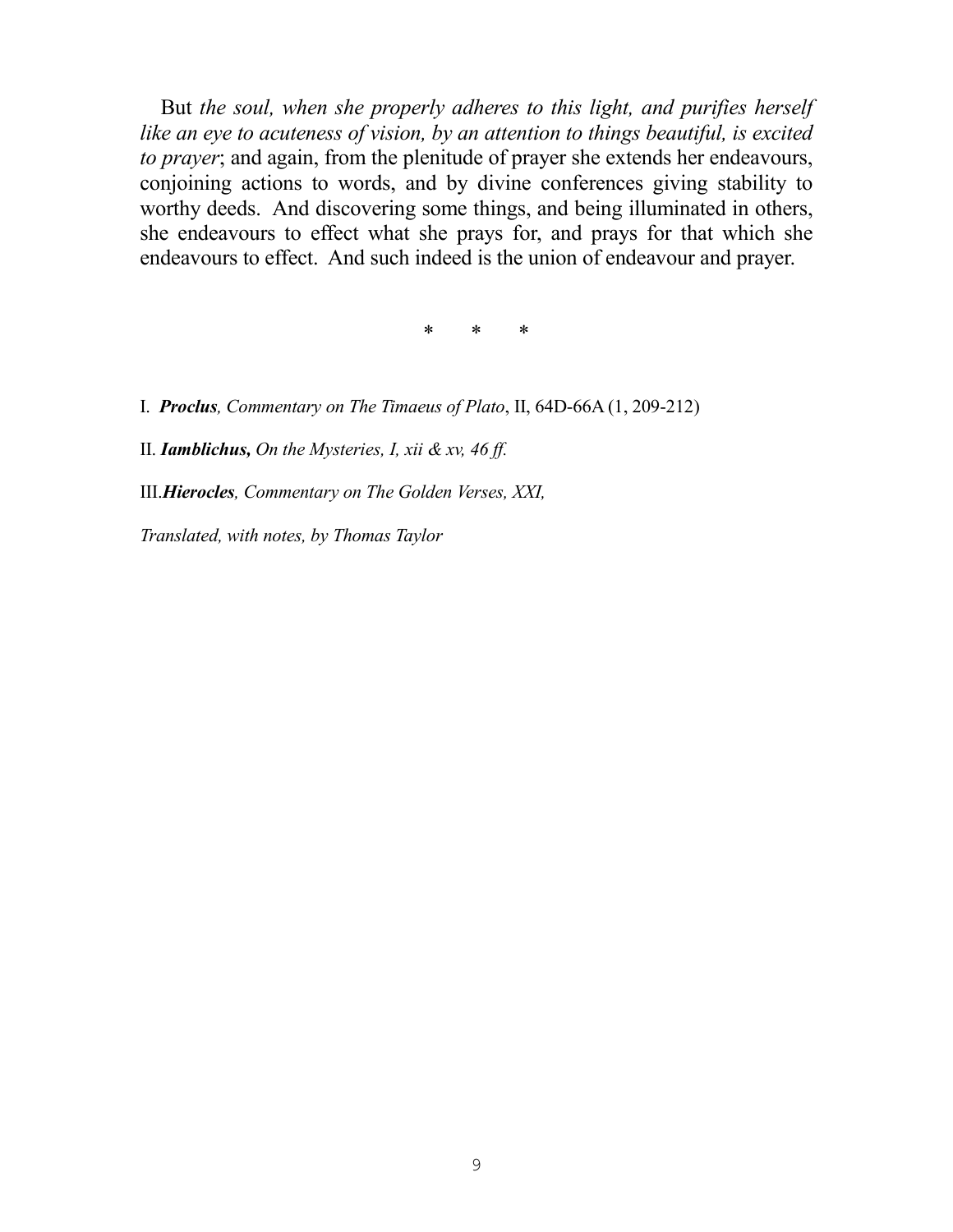But *the soul, when she properly adheres to this light, and purifies herself like an eye to acuteness of vision, by an attention to things beautiful, is excited to prayer*; and again, from the plenitude of prayer she extends her endeavours, conjoining actions to words, and by divine conferences giving stability to worthy deeds. And discovering some things, and being illuminated in others, she endeavours to effect what she prays for, and prays for that which she endeavours to effect. And such indeed is the union of endeavour and prayer.

\* \* \*

I. ***Proclus**, Commentary on The Timaeus of Plato*, II, 64D-66A (1, 209-212)

II. ***Iamblichus,** On the Mysteries, I, xii & xv, 46 ff.*

III.***Hierocles**, Commentary on The Golden Verses, XXI,*

*Translated, with notes, by Thomas Taylor*